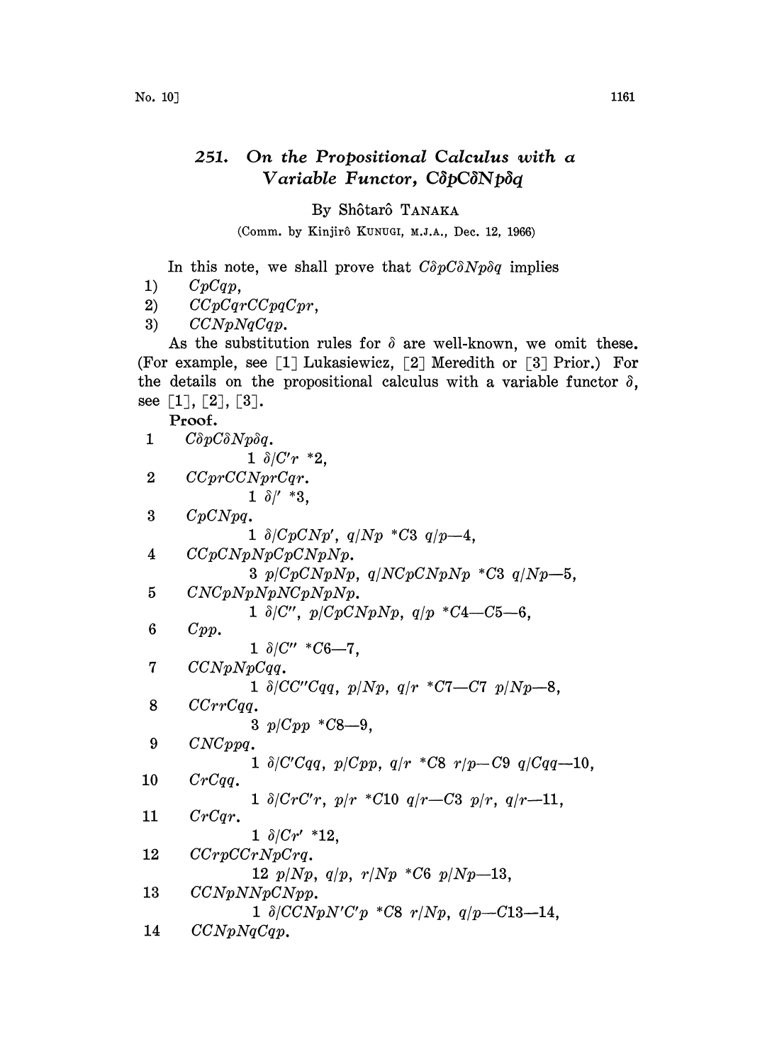# 251. On the Propositional Calculus with a Variable Functor, $C\delta pC\delta Np\delta q$

By Shôtarô TANAKA

(Comm. by Kinjirô KUNUGI, M.J.A., Dec. 12, 1966)

In this note, we shall prove that $C\delta pC\delta Np\delta q$ implies

1) $CpCqp$,
2) $CCpCqrCCpqCpr$,
3) $CCNpNqCqp$.

As the substitution rules for $\delta$ are well-known, we omit these. (For example, see [1] Lukasiewicz, [2] Meredith or [3] Prior.) For the details on the propositional calculus with a variable functor $\delta$, see [1], [2], [3].

**Proof.**

1 $C\delta pC\delta Np\delta q$.

  1 $\delta/C'r$ *2,

2 $CCprCCNprCqr$.

  1 $\delta/'$ *3,

3 $CpCNpq$.

  1 $\delta/CpCNp'$, $q/Np$ *C3 $q/p$—4,

4 $CCpCNpNpCpCNpNp$.

  3 $p/CpCNpNp$, $q/NCpCNpNp$ *C3 $q/Np$—5,

5 $CNCpNpNpNCpNpNp$.

  1 $\delta/C''$, $p/CpCNpNp$, $q/p$ *C4—C5—6,

6 $Cpp$.

  1 $\delta/C''$ *C6—7,

7 $CCNpNpCqq$.

  1 $\delta/CC''Cqq$, $p/Np$, $q/r$ *C7—C7 $p/Np$—8,

8 $CCrrCqq$.

  3 $p/Cpp$ *C8—9,

9 $CNCppq$.

  1 $\delta/C'Cqq$, $p/Cpp$, $q/r$ *C8 $r/p$—C9 $q/Cqq$—10,

10 $CrCqq$.

  1 $\delta/CrC'r$, $p/r$ *C10 $q/r$—C3 $p/r$, $q/r$—11,

11 $CrCqr$.

  1 $\delta/Cr'$ *12,

12 $CCrpCCrNpCrq$.

  12 $p/Np$, $q/p$, $r/Np$ *C6 $p/Np$—13,

13 $CCNpNNpCNpp$.

  1 $\delta/CCNpN'C'p$ *C8 $r/Np$, $q/p$—C13—14,

14 $CCNpNqCqp$.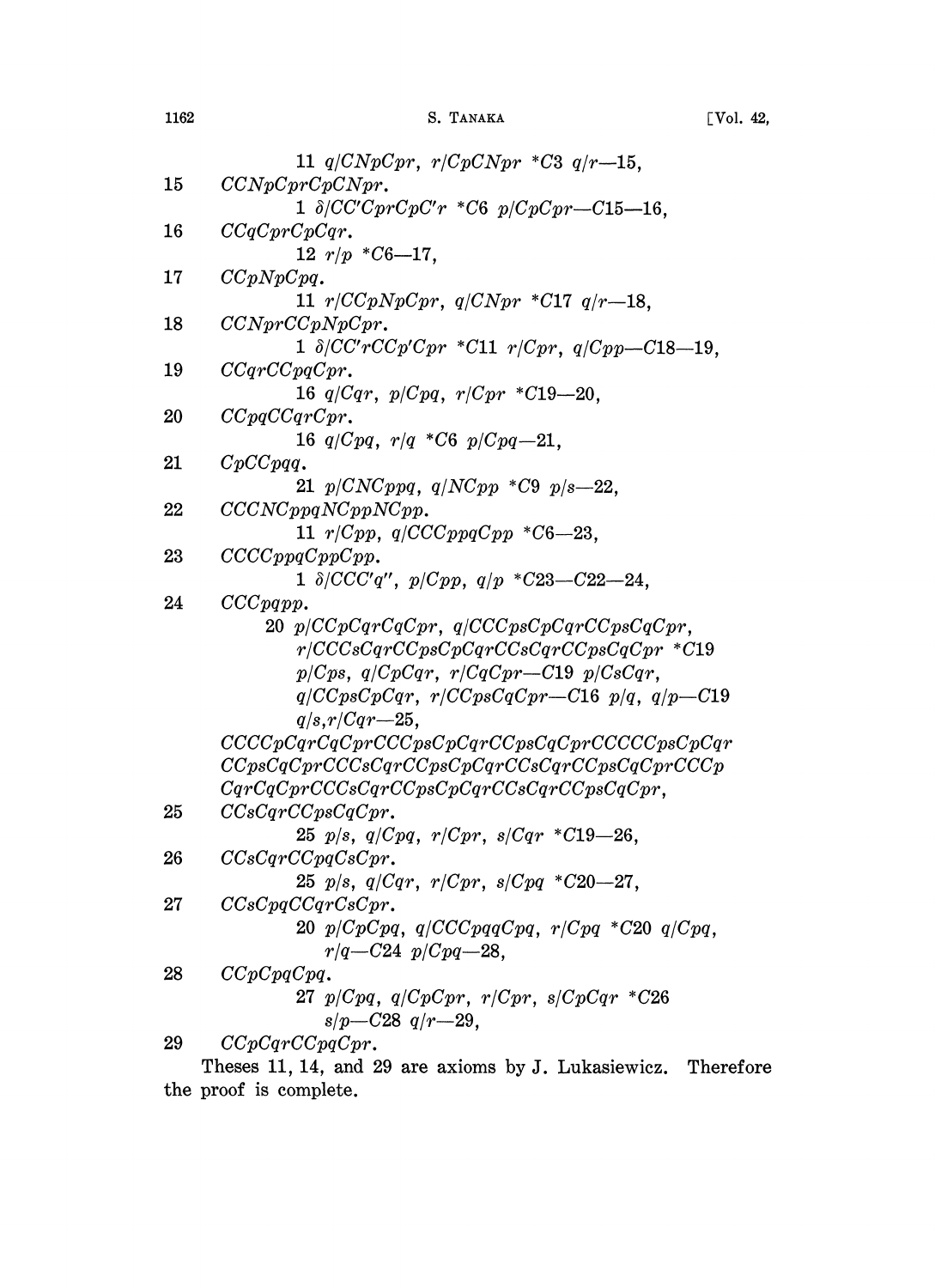11 $q/CNpCpr$, $r/CpCNpr$ $*C3$ $q/r$—15,

15 $CCNpCprCpCNpr$.

1 $\delta/CC'CprCpC'r$ $*C6$ $p/CpCpr$—$C15$—16,

16 $CCqCprCpCqr$.

12 $r/p$ $*C6$—17,

17 $CCpNpCpq$.

11 $r/CCpNpCpr$, $q/CNpr$ $*C17$ $q/r$—18,

18 $CCNprCCpNpCpr$.

1 $\delta/CC'rCCp'Cpr$ $*C11$ $r/Cpr$, $q/Cpp$—$C18$—19,

19 $CCqrCCpqCpr$.

16 $q/Cqr$, $p/Cpq$, $r/Cpr$ $*C19$—20,

20 $CCpqCCqrCpr$.

16 $q/Cpq$, $r/q$ $*C6$ $p/Cpq$—21,

21 $CpCCpqq$.

21 $p/CNCppq$, $q/NCpp$ $*C9$ $p/s$—22,

22 $CCCNCppqNCppNCpp$.

11 $r/Cpp$, $q/CCCppqCpp$ $*C6$—23,

23 $CCCCppqCppCpp$.

1 $\delta/CCC'q''$, $p/Cpp$, $q/p$ $*C23$—$C22$—24,

24 $CCCpqpp$.

20 $p/CCpCqrCqCpr$, $q/CCCpsCpCqrCCpsCqCpr$, $r/CCCsCqrCCpsCpCqrCCsCqrCCpsCqCpr$ $*C19$ $p/Cps$, $q/CpCqr$, $r/CqCpr$—$C19$ $p/CsCqr$, $q/CCpsCpCqr$, $r/CCpsCqCpr$—$C16$ $p/q$, $q/p$—$C19$ $q/s,r/Cqr$—25,

$CCCCpCqrCqCprCCCpsCpCqrCCpsCqCprCCCCCpsCpCqr$ $CCpsCqCprCCCsCqrCCpsCpCqrCCsCqrCCpsCqCprCCCp$ $CqrCqCprCCCsCqrCCpsCpCqrCCsCqrCCpsCqCpr$,

25 $CCsCqrCCpsCqCpr$.

25 $p/s$, $q/Cpq$, $r/Cpr$, $s/Cqr$ $*C19$—26,

26 $CCsCqrCCpqCsCpr$.

25 $p/s$, $q/Cqr$, $r/Cpr$, $s/Cpq$ $*C20$—27,

27 $CCsCpqCCqrCsCpr$.

20 $p/CpCpq$, $q/CCCpqqCpq$, $r/Cpq$ $*C20$ $q/Cpq$, $r/q$—$C24$ $p/Cpq$—28,

28 $CCpCpqCpq$.

27 $p/Cpq$, $q/CpCpr$, $r/Cpr$, $s/CpCqr$ $*C26$ $s/p$—$C28$ $q/r$—29,

29 $CCpCqrCCpqCpr$.

Theses 11, 14, and 29 are axioms by J. Lukasiewicz. Therefore the proof is complete.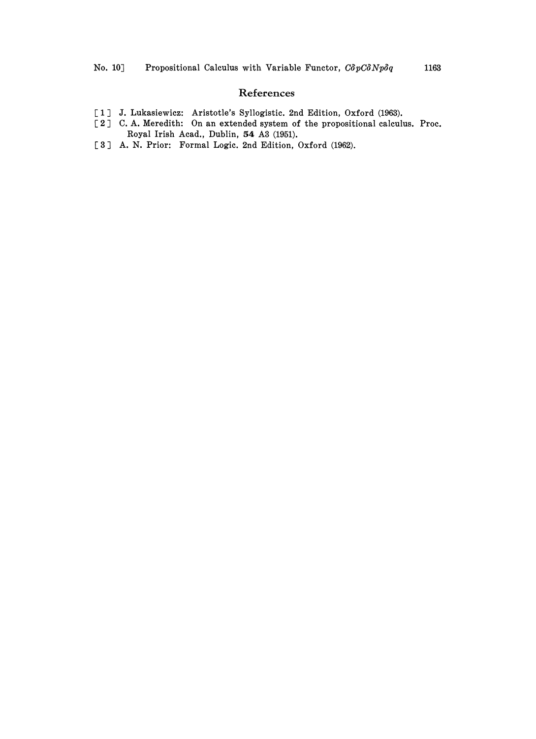## References

[1] J. Lukasiewicz: Aristotle's Syllogistic. 2nd Edition, Oxford (1963).

[2] C. A. Meredith: On an extended system of the propositional calculus. Proc. Royal Irish Acad., Dublin, **54** A3 (1951).

[3] A. N. Prior: Formal Logic. 2nd Edition, Oxford (1962).